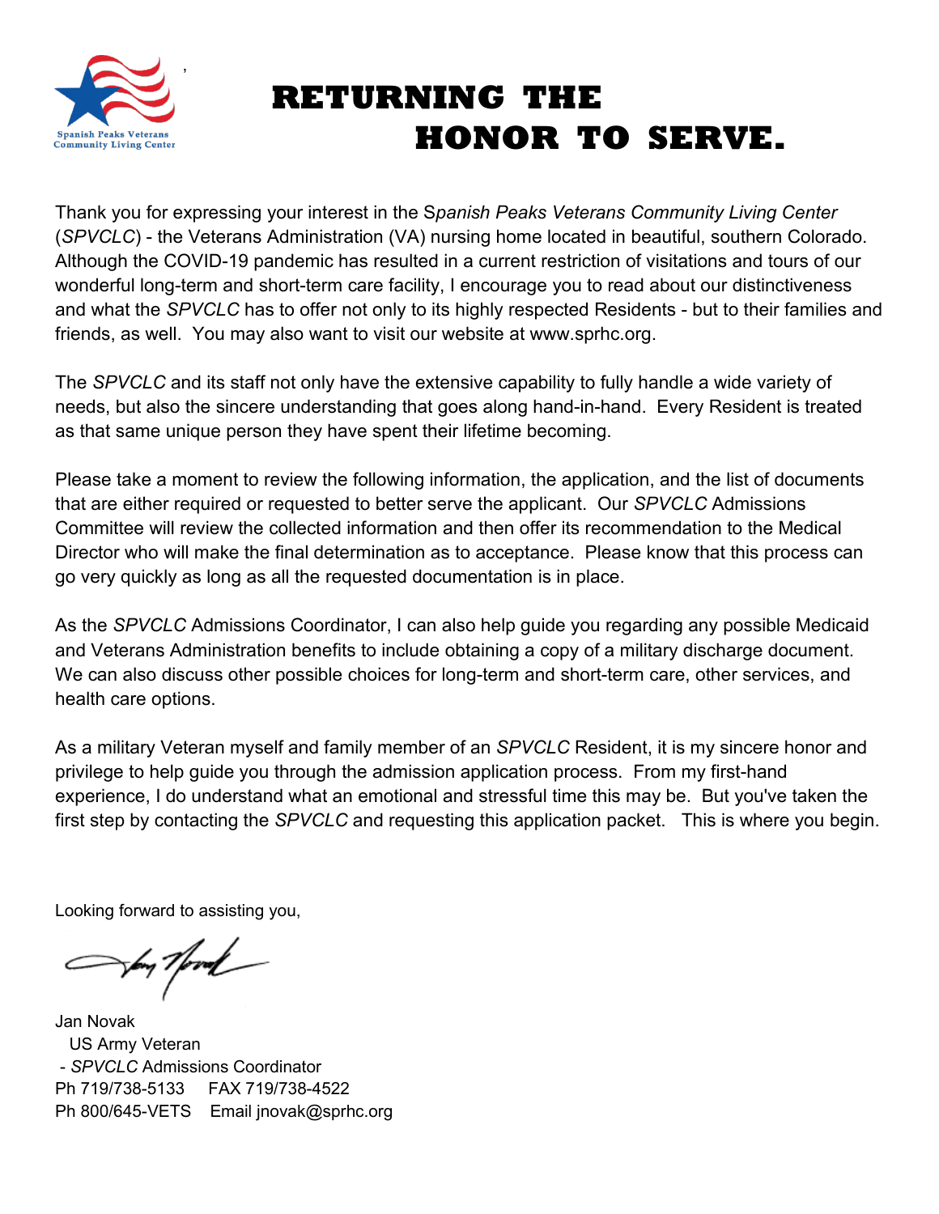Spanish Peaks Veterans Community Living Center

# RETURNING THE HONOR TO SERVE.

Thank you for expressing your interest in the S*panish Peaks Veterans Community Living Center* (*SPVCLC*) - the Veterans Administration (VA) nursing home located in beautiful, southern Colorado. Although the COVID-19 pandemic has resulted in a current restriction of visitations and tours of our wonderful long-term and short-term care facility, I encourage you to read about our distinctiveness and what the *SPVCLC* has to offer not only to its highly respected Residents - but to their families and friends, as well. You may also want to visit our website at www.sprhc.org.

The *SPVCLC* and its staff not only have the extensive capability to fully handle a wide variety of needs, but also the sincere understanding that goes along hand-in-hand. Every Resident is treated as that same unique person they have spent their lifetime becoming.

Please take a moment to review the following information, the application, and the list of documents that are either required or requested to better serve the applicant. Our *SPVCLC* Admissions Committee will review the collected information and then offer its recommendation to the Medical Director who will make the final determination as to acceptance. Please know that this process can go very quickly as long as all the requested documentation is in place.

As the *SPVCLC* Admissions Coordinator, I can also help guide you regarding any possible Medicaid and Veterans Administration benefits to include obtaining a copy of a military discharge document. We can also discuss other possible choices for long-term and short-term care, other services, and health care options.

As a military Veteran myself and family member of an *SPVCLC* Resident, it is my sincere honor and privilege to help guide you through the admission application process. From my first-hand experience, I do understand what an emotional and stressful time this may be. But you've taken the first step by contacting the *SPVCLC* and requesting this application packet. This is where you begin.

Looking forward to assisting you,

Jan Novak
US Army Veteran
- *SPVCLC* Admissions Coordinator
Ph 719/738-5133 FAX 719/738-4522
Ph 800/645-VETS Email jnovak@sprhc.org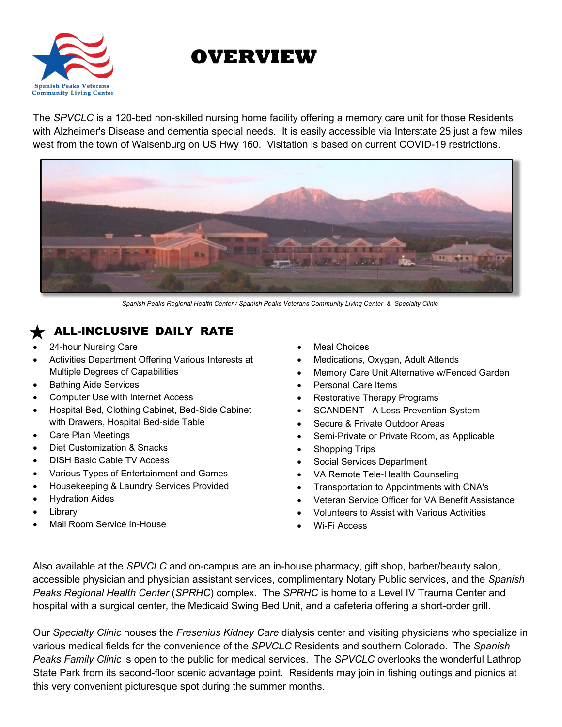Spanish Peaks Veterans Community Living Center

# OVERVIEW

The *SPVCLC* is a 120-bed non-skilled nursing home facility offering a memory care unit for those Residents with Alzheimer's Disease and dementia special needs. It is easily accessible via Interstate 25 just a few miles west from the town of Walsenburg on US Hwy 160. Visitation is based on current COVID-19 restrictions.

*Spanish Peaks Regional Health Center / Spanish Peaks Veterans Community Living Center & Specialty Clinic*

## ★ ALL-INCLUSIVE DAILY RATE

- 24-hour Nursing Care
- Activities Department Offering Various Interests at Multiple Degrees of Capabilities
- Bathing Aide Services
- Computer Use with Internet Access
- Hospital Bed, Clothing Cabinet, Bed-Side Cabinet with Drawers, Hospital Bed-side Table
- Care Plan Meetings
- Diet Customization & Snacks
- DISH Basic Cable TV Access
- Various Types of Entertainment and Games
- Housekeeping & Laundry Services Provided
- Hydration Aides
- Library
- Mail Room Service In-House
- Meal Choices
- Medications, Oxygen, Adult Attends
- Memory Care Unit Alternative w/Fenced Garden
- Personal Care Items
- Restorative Therapy Programs
- SCANDENT - A Loss Prevention System
- Secure & Private Outdoor Areas
- Semi-Private or Private Room, as Applicable
- Shopping Trips
- Social Services Department
- VA Remote Tele-Health Counseling
- Transportation to Appointments with CNA's
- Veteran Service Officer for VA Benefit Assistance
- Volunteers to Assist with Various Activities
- Wi-Fi Access

Also available at the *SPVCLC* and on-campus are an in-house pharmacy, gift shop, barber/beauty salon, accessible physician and physician assistant services, complimentary Notary Public services, and the *Spanish Peaks Regional Health Center* (*SPRHC*) complex. The *SPRHC* is home to a Level IV Trauma Center and hospital with a surgical center, the Medicaid Swing Bed Unit, and a cafeteria offering a short-order grill.

Our *Specialty Clinic* houses the *Fresenius Kidney Care* dialysis center and visiting physicians who specialize in various medical fields for the convenience of the *SPVCLC* Residents and southern Colorado. The *Spanish Peaks Family Clinic* is open to the public for medical services. The *SPVCLC* overlooks the wonderful Lathrop State Park from its second-floor scenic advantage point. Residents may join in fishing outings and picnics at this very convenient picturesque spot during the summer months.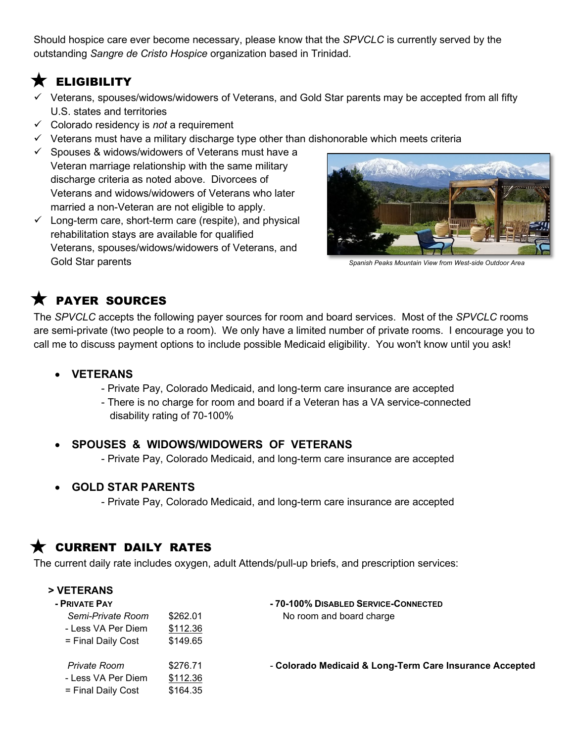Should hospice care ever become necessary, please know that the *SPVCLC* is currently served by the outstanding *Sangre de Cristo Hospice* organization based in Trinidad.

## ★ ELIGIBILITY

- ✓ Veterans, spouses/widows/widowers of Veterans, and Gold Star parents may be accepted from all fifty U.S. states and territories
- ✓ Colorado residency is *not* a requirement
- ✓ Veterans must have a military discharge type other than dishonorable which meets criteria
- ✓ Spouses & widows/widowers of Veterans must have a Veteran marriage relationship with the same military discharge criteria as noted above. Divorcees of Veterans and widows/widowers of Veterans who later married a non-Veteran are not eligible to apply.
- ✓ Long-term care, short-term care (respite), and physical rehabilitation stays are available for qualified Veterans, spouses/widows/widowers of Veterans, and Gold Star parents

*Spanish Peaks Mountain View from West-side Outdoor Area*

## ★ PAYER SOURCES

The *SPVCLC* accepts the following payer sources for room and board services. Most of the *SPVCLC* rooms are semi-private (two people to a room). We only have a limited number of private rooms. I encourage you to call me to discuss payment options to include possible Medicaid eligibility. You won't know until you ask!

- **VETERANS**
  - Private Pay, Colorado Medicaid, and long-term care insurance are accepted
  - There is no charge for room and board if a Veteran has a VA service-connected disability rating of 70-100%

- **SPOUSES & WIDOWS/WIDOWERS OF VETERANS**
  - Private Pay, Colorado Medicaid, and long-term care insurance are accepted

- **GOLD STAR PARENTS**
  - Private Pay, Colorado Medicaid, and long-term care insurance are accepted

## ★ CURRENT DAILY RATES

The current daily rate includes oxygen, adult Attends/pull-up briefs, and prescription services:

**> VETERANS**

**- PRIVATE PAY**

| | |
|---|---|
| *Semi-Private Room* | $262.01 |
| - Less VA Per Diem | $112.36 |
| = Final Daily Cost | $149.65 |
| | |
| *Private Room* | $276.71 |
| - Less VA Per Diem | $112.36 |
| = Final Daily Cost | $164.35 |

**- 70-100% DISABLED SERVICE-CONNECTED**

No room and board charge

- **Colorado Medicaid & Long-Term Care Insurance Accepted**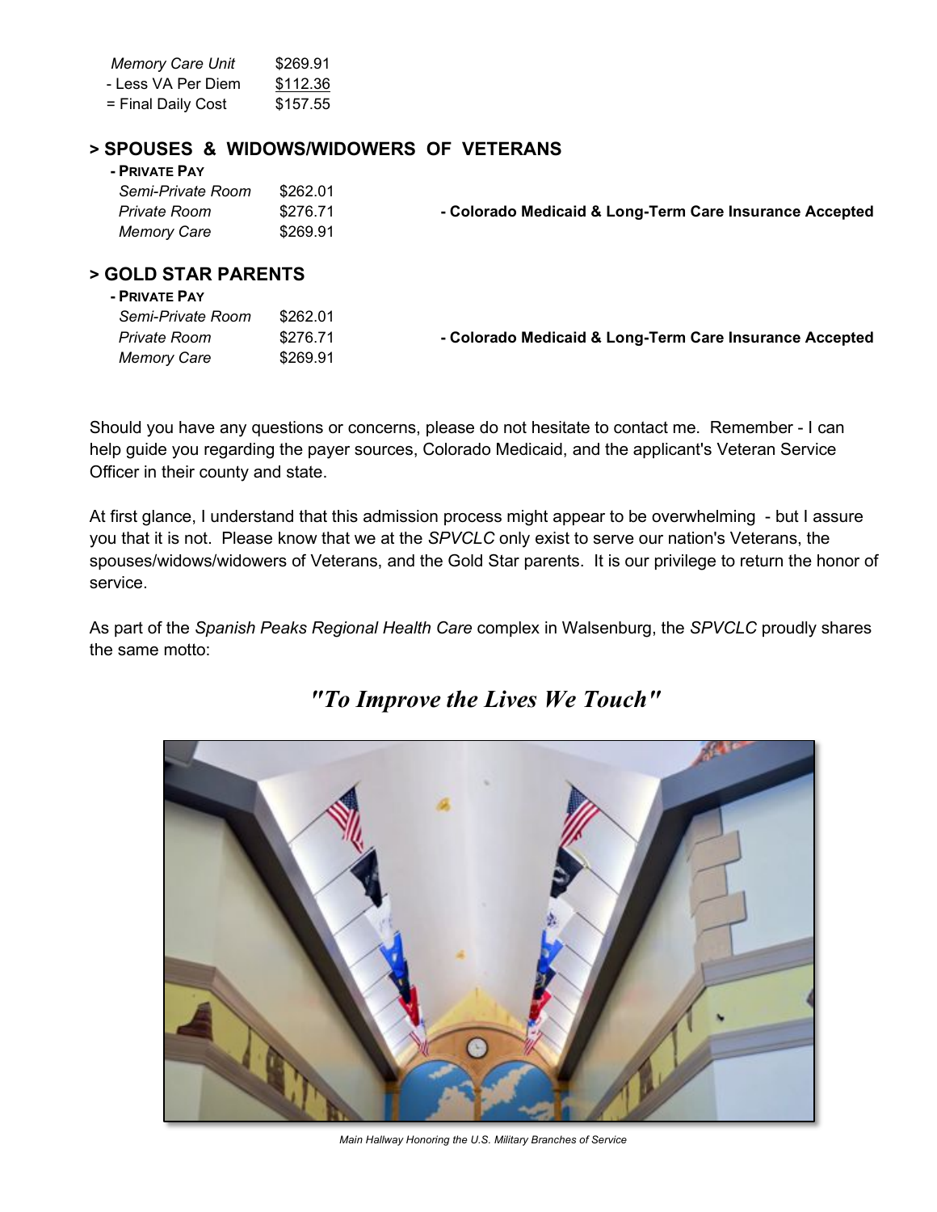| | |
|---|---|
| *Memory Care Unit* | $269.91 |
| - Less VA Per Diem | $112.36 |
| = Final Daily Cost | $157.55 |

## > SPOUSES & WIDOWS/WIDOWERS OF VETERANS

**- PRIVATE PAY**

| | |
|---|---|
| *Semi-Private Room* | $262.01 |
| *Private Room* | $276.71 |
| *Memory Care* | $269.91 |

**- Colorado Medicaid & Long-Term Care Insurance Accepted**

## > GOLD STAR PARENTS

**- PRIVATE PAY**

| | |
|---|---|
| *Semi-Private Room* | $262.01 |
| *Private Room* | $276.71 |
| *Memory Care* | $269.91 |

**- Colorado Medicaid & Long-Term Care Insurance Accepted**

Should you have any questions or concerns, please do not hesitate to contact me. Remember - I can help guide you regarding the payer sources, Colorado Medicaid, and the applicant's Veteran Service Officer in their county and state.

At first glance, I understand that this admission process might appear to be overwhelming - but I assure you that it is not. Please know that we at the *SPVCLC* only exist to serve our nation's Veterans, the spouses/widows/widowers of Veterans, and the Gold Star parents. It is our privilege to return the honor of service.

As part of the *Spanish Peaks Regional Health Care* complex in Walsenburg, the *SPVCLC* proudly shares the same motto:

***"To Improve the Lives We Touch"***

*Main Hallway Honoring the U.S. Military Branches of Service*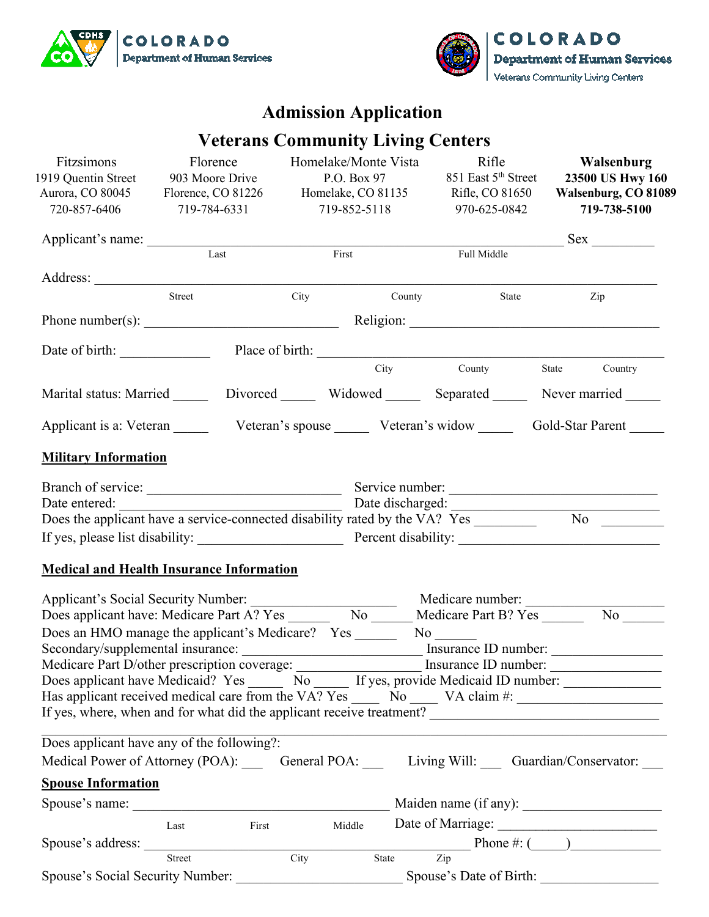COLORADO
Department of Human Services

COLORADO
Department of Human Services
Veterans Community Living Centers

# Admission Application

# Veterans Community Living Centers

| Fitzsimons | Florence | Homelake/Monte Vista | Rifle | **Walsenburg** |
|---|---|---|---|---|
| 1919 Quentin Street | 903 Moore Drive | P.O. Box 97 | 851 East 5th Street | **23500 US Hwy 160** |
| Aurora, CO 80045 | Florence, CO 81226 | Homelake, CO 81135 | Rifle, CO 81650 | **Walsenburg, CO 81089** |
| 720-857-6406 | 719-784-6331 | 719-852-5118 | 970-625-0842 | **719-738-5100** |

Applicant's name: ______________________________________________ Sex ________
Last First Full Middle

Address: ______________________________________________________________
Street City County State Zip

Phone number(s): ___________________________ Religion: ___________________________________

Date of birth: ____________ Place of birth: _____________________________________________
City County State Country

Marital status: Married _____ Divorced _____ Widowed _____ Separated _____ Never married _____

Applicant is a: Veteran _____ Veteran's spouse _____ Veteran's widow _____ Gold-Star Parent _____

**Military Information**

Branch of service: ___________________________ Service number: ___________________________
Date entered: ________________________________ Date discharged: ___________________________
Does the applicant have a service-connected disability rated by the VA? Yes ________ No ________
If yes, please list disability: ____________________ Percent disability: ___________________________

**Medical and Health Insurance Information**

Applicant's Social Security Number: ____________________ Medicare number: __________________
Does applicant have: Medicare Part A? Yes ______ No ______ Medicare Part B? Yes ______ No ______
Does an HMO manage the applicant's Medicare? Yes ______ No ______
Secondary/supplemental insurance: __________________________ Insurance ID number: ______________
Medicare Part D/other prescription coverage: __________________ Insurance ID number: ______________
Does applicant have Medicaid? Yes _____ No _____ If yes, provide Medicaid ID number: _____________
Has applicant received medical care from the VA? Yes ____ No ____ VA claim #: ____________________
If yes, where, when and for what did the applicant receive treatment? _______________________________
_____________________________________________________________________________________

Does applicant have any of the following?:
Medical Power of Attorney (POA): ___ General POA: ___ Living Will: ___ Guardian/Conservator: ___

**Spouse Information**

Spouse's name: ____________________________________ Maiden name (if any): ___________________
Last First Middle Date of Marriage: ______________________

Spouse's address: ___________________________________________ Phone #: (_____)_____________
Street City State Zip

Spouse's Social Security Number: ______________________ Spouse's Date of Birth: ________________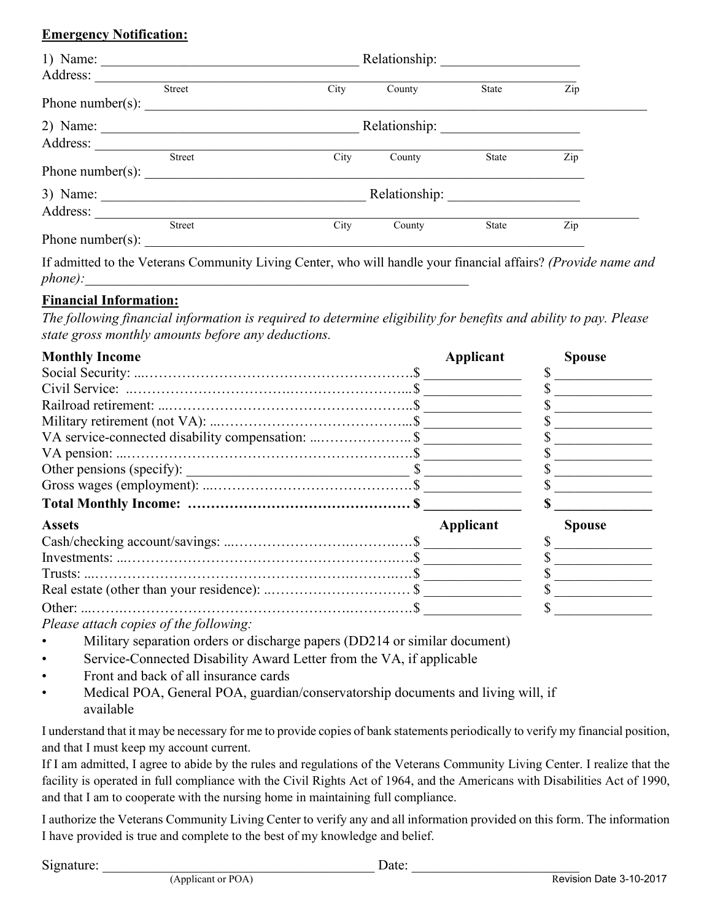**Emergency Notification:**

1) Name: ______________________________ Relationship: ___________________

Address: ________________________________________________________________

Street | City | County | State | Zip

Phone number(s): ________________________________________________________

2) Name: ______________________________ Relationship: ___________________

Address: ________________________________________________________________

Street | City | County | State | Zip

Phone number(s): ________________________________________________________

3) Name: ______________________________ Relationship: ___________________

Address: ________________________________________________________________

Street | City | County | State | Zip

Phone number(s): ________________________________________________________

If admitted to the Veterans Community Living Center, who will handle your financial affairs? *(Provide name and phone):*_______________________________________________

**Financial Information:**

*The following financial information is required to determine eligibility for benefits and ability to pay. Please state gross monthly amounts before any deductions.*

| **Monthly Income** | **Applicant** | **Spouse** |
|---|---|---|
| Social Security: | $ ______ | $ ______ |
| Civil Service: | $ ______ | $ ______ |
| Railroad retirement: | $ ______ | $ ______ |
| Military retirement (not VA): | $ ______ | $ ______ |
| VA service-connected disability compensation: | $ ______ | $ ______ |
| VA pension: | $ ______ | $ ______ |
| Other pensions (specify): ______________ | $ ______ | $ ______ |
| Gross wages (employment): | $ ______ | $ ______ |
| **Total Monthly Income:** | **$ ______** | **$ ______** |

| **Assets** | **Applicant** | **Spouse** |
|---|---|---|
| Cash/checking account/savings: | $ ______ | $ ______ |
| Investments: | $ ______ | $ ______ |
| Trusts: | $ ______ | $ ______ |
| Real estate (other than your residence): | $ ______ | $ ______ |
| Other: | $ ______ | $ ______ |

*Please attach copies of the following:*

- Military separation orders or discharge papers (DD214 or similar document)
- Service-Connected Disability Award Letter from the VA, if applicable
- Front and back of all insurance cards
- Medical POA, General POA, guardian/conservatorship documents and living will, if available

I understand that it may be necessary for me to provide copies of bank statements periodically to verify my financial position, and that I must keep my account current.

If I am admitted, I agree to abide by the rules and regulations of the Veterans Community Living Center. I realize that the facility is operated in full compliance with the Civil Rights Act of 1964, and the Americans with Disabilities Act of 1990, and that I am to cooperate with the nursing home in maintaining full compliance.

I authorize the Veterans Community Living Center to verify any and all information provided on this form. The information I have provided is true and complete to the best of my knowledge and belief.

Signature: ______________________________ Date: ____________________

(Applicant or POA)

Revision Date 3-10-2017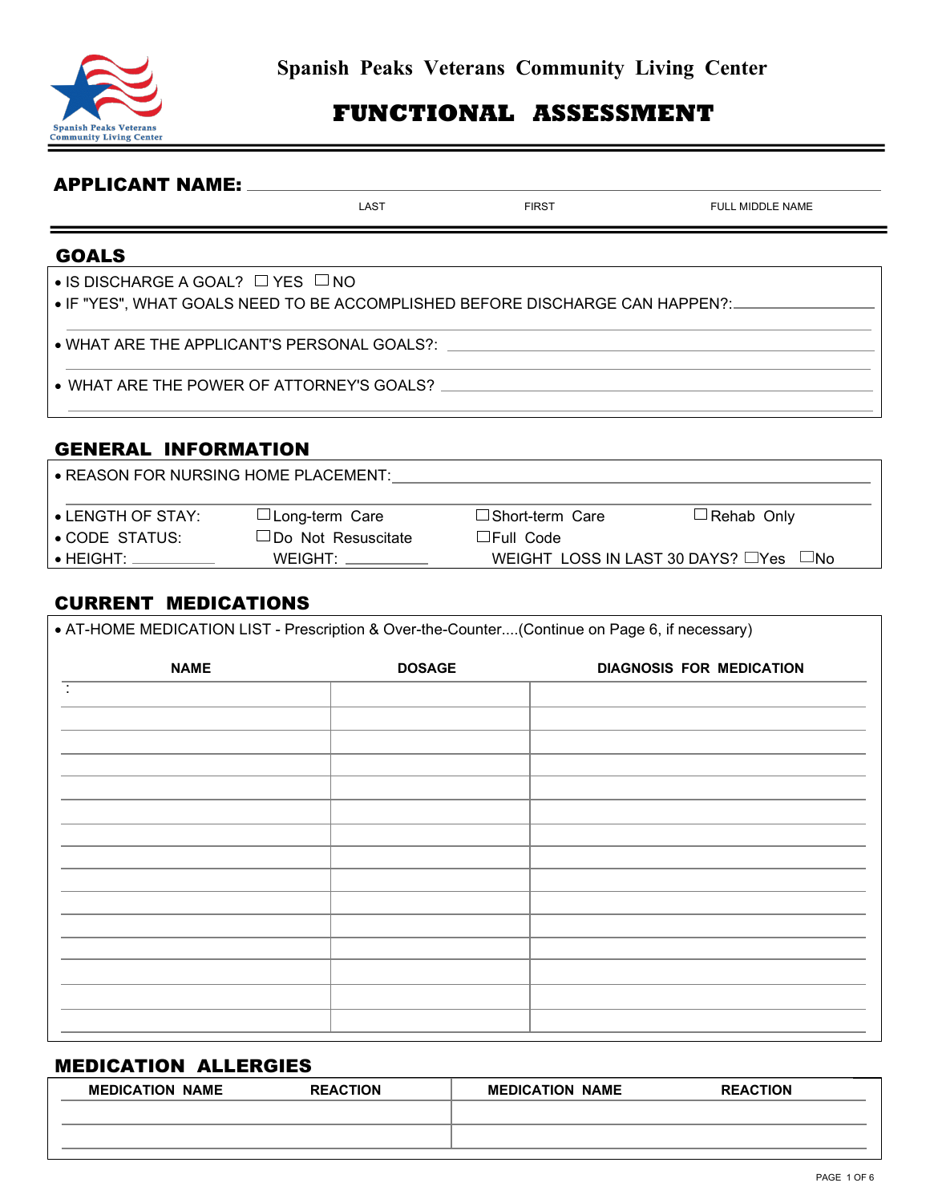Spanish Peaks Veterans Community Living Center

# FUNCTIONAL ASSESSMENT

**APPLICANT NAME:** ______________________________

LAST FIRST FULL MIDDLE NAME

## GOALS

- IS DISCHARGE A GOAL? ☐ YES ☐ NO
- IF "YES", WHAT GOALS NEED TO BE ACCOMPLISHED BEFORE DISCHARGE CAN HAPPEN?: ______________________________
- WHAT ARE THE APPLICANT'S PERSONAL GOALS?: ______________________________
- WHAT ARE THE POWER OF ATTORNEY'S GOALS? ______________________________

## GENERAL INFORMATION

- REASON FOR NURSING HOME PLACEMENT: ______________________________
- LENGTH OF STAY: ☐ Long-term Care ☐ Short-term Care ☐ Rehab Only
- CODE STATUS: ☐ Do Not Resuscitate ☐ Full Code
- HEIGHT: __________ WEIGHT: __________ WEIGHT LOSS IN LAST 30 DAYS? ☐ Yes ☐ No

## CURRENT MEDICATIONS

- AT-HOME MEDICATION LIST - Prescription & Over-the-Counter....(Continue on Page 6, if necessary)

| NAME | DOSAGE | DIAGNOSIS FOR MEDICATION |
|---|---|---|
| : | | |
| | | |
| | | |
| | | |
| | | |
| | | |
| | | |
| | | |
| | | |
| | | |
| | | |
| | | |
| | | |
| | | |
| | | |

## MEDICATION ALLERGIES

| MEDICATION NAME | REACTION | MEDICATION NAME | REACTION |
|---|---|---|---|
| | | | |
| | | | |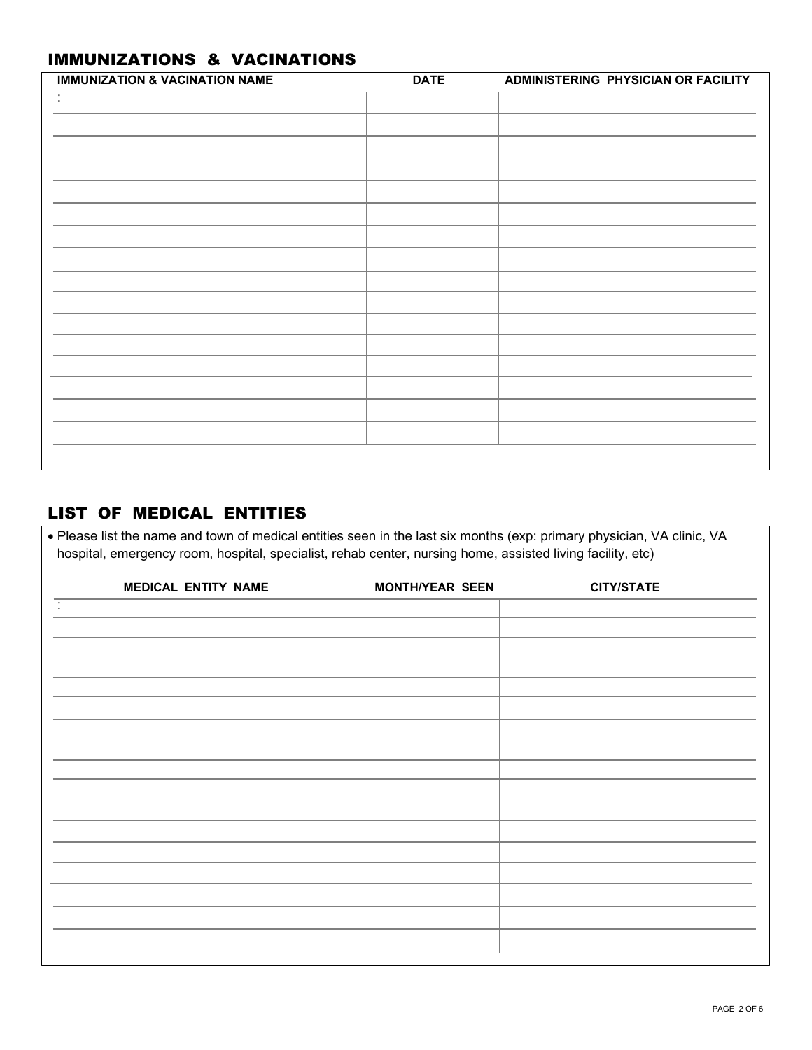## IMMUNIZATIONS & VACINATIONS

| IMMUNIZATION & VACINATION NAME | DATE | ADMINISTERING PHYSICIAN OR FACILITY |
|---|---|---|
| : | | |
| | | |
| | | |
| | | |
| | | |
| | | |
| | | |
| | | |
| | | |
| | | |
| | | |
| | | |
| | | |
| | | |
| | | |
| | | |

## LIST OF MEDICAL ENTITIES

- Please list the name and town of medical entities seen in the last six months (exp: primary physician, VA clinic, VA hospital, emergency room, hospital, specialist, rehab center, nursing home, assisted living facility, etc)

| MEDICAL ENTITY NAME | MONTH/YEAR SEEN | CITY/STATE |
|---|---|---|
| : | | |
| | | |
| | | |
| | | |
| | | |
| | | |
| | | |
| | | |
| | | |
| | | |
| | | |
| | | |
| | | |
| | | |
| | | |
| | | |
| | | |
| | | |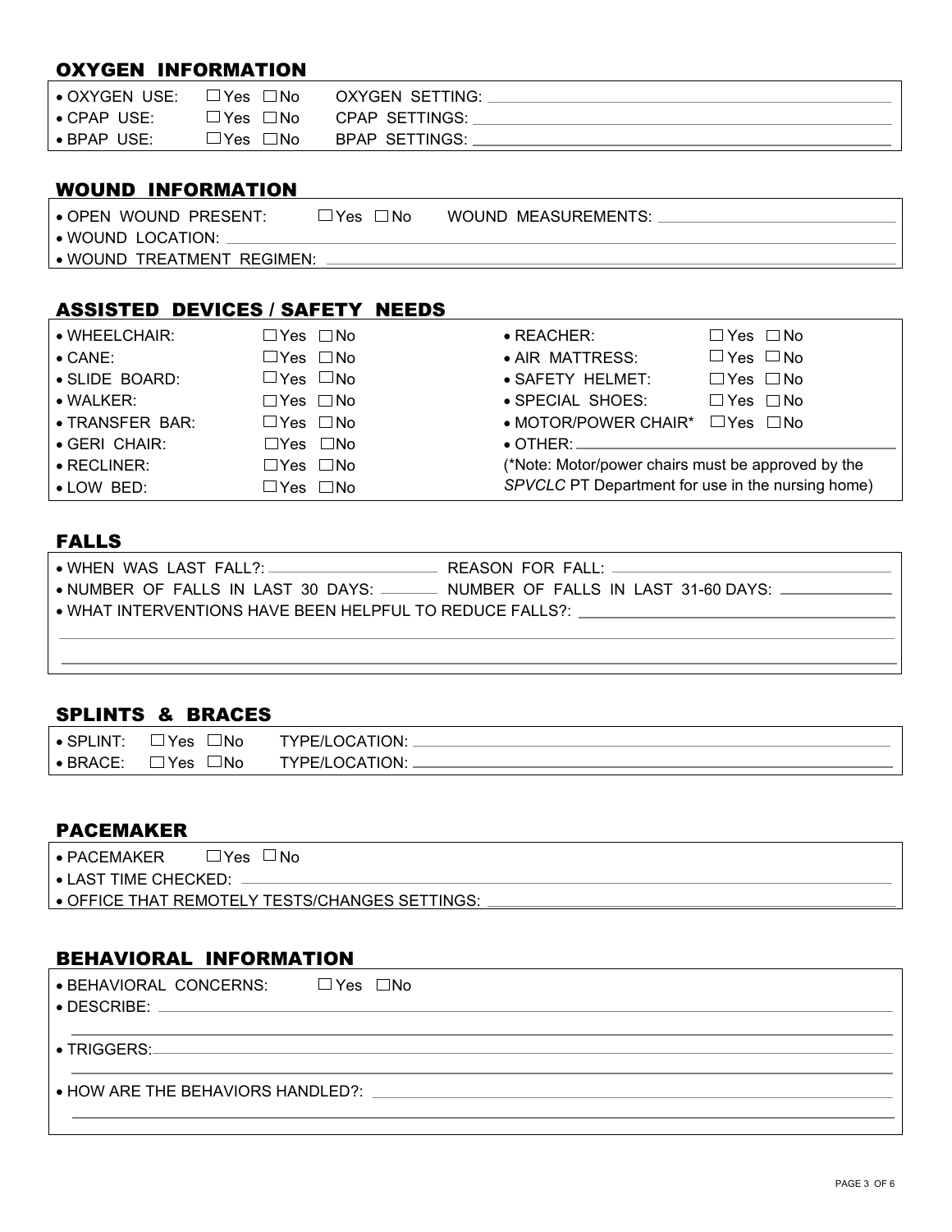## OXYGEN INFORMATION

- OXYGEN USE: ☐ Yes ☐ No OXYGEN SETTING: \_\_\_\_\_\_\_\_\_\_
- CPAP USE: ☐ Yes ☐ No CPAP SETTINGS: \_\_\_\_\_\_\_\_\_\_
- BPAP USE: ☐ Yes ☐ No BPAP SETTINGS: \_\_\_\_\_\_\_\_\_\_

## WOUND INFORMATION

- OPEN WOUND PRESENT: ☐ Yes ☐ No WOUND MEASUREMENTS: \_\_\_\_\_\_\_\_\_\_
- WOUND LOCATION: \_\_\_\_\_\_\_\_\_\_
- WOUND TREATMENT REGIMEN: \_\_\_\_\_\_\_\_\_\_

## ASSISTED DEVICES / SAFETY NEEDS

| | | | |
|---|---|---|---|
| • WHEELCHAIR: | ☐ Yes ☐ No | • REACHER: | ☐ Yes ☐ No |
| • CANE: | ☐ Yes ☐ No | • AIR MATTRESS: | ☐ Yes ☐ No |
| • SLIDE BOARD: | ☐ Yes ☐ No | • SAFETY HELMET: | ☐ Yes ☐ No |
| • WALKER: | ☐ Yes ☐ No | • SPECIAL SHOES: | ☐ Yes ☐ No |
| • TRANSFER BAR: | ☐ Yes ☐ No | • MOTOR/POWER CHAIR* | ☐ Yes ☐ No |
| • GERI CHAIR: | ☐ Yes ☐ No | • OTHER: \_\_\_\_\_\_\_\_\_\_ | |
| • RECLINER: | ☐ Yes ☐ No | (*Note: Motor/power chairs must be approved by the | |
| • LOW BED: | ☐ Yes ☐ No | *SPVCLC* PT Department for use in the nursing home) | |

## FALLS

- WHEN WAS LAST FALL?: \_\_\_\_\_\_\_\_\_\_ REASON FOR FALL: \_\_\_\_\_\_\_\_\_\_
- NUMBER OF FALLS IN LAST 30 DAYS: \_\_\_\_\_\_ NUMBER OF FALLS IN LAST 31-60 DAYS: \_\_\_\_\_\_
- WHAT INTERVENTIONS HAVE BEEN HELPFUL TO REDUCE FALLS?: \_\_\_\_\_\_\_\_\_\_

## SPLINTS & BRACES

- SPLINT: ☐ Yes ☐ No TYPE/LOCATION: \_\_\_\_\_\_\_\_\_\_
- BRACE: ☐ Yes ☐ No TYPE/LOCATION: \_\_\_\_\_\_\_\_\_\_

## PACEMAKER

- PACEMAKER ☐ Yes ☐ No
- LAST TIME CHECKED: \_\_\_\_\_\_\_\_\_\_
- OFFICE THAT REMOTELY TESTS/CHANGES SETTINGS: \_\_\_\_\_\_\_\_\_\_

## BEHAVIORAL INFORMATION

- BEHAVIORAL CONCERNS: ☐ Yes ☐ No
- DESCRIBE: \_\_\_\_\_\_\_\_\_\_
- TRIGGERS: \_\_\_\_\_\_\_\_\_\_
- HOW ARE THE BEHAVIORS HANDLED?: \_\_\_\_\_\_\_\_\_\_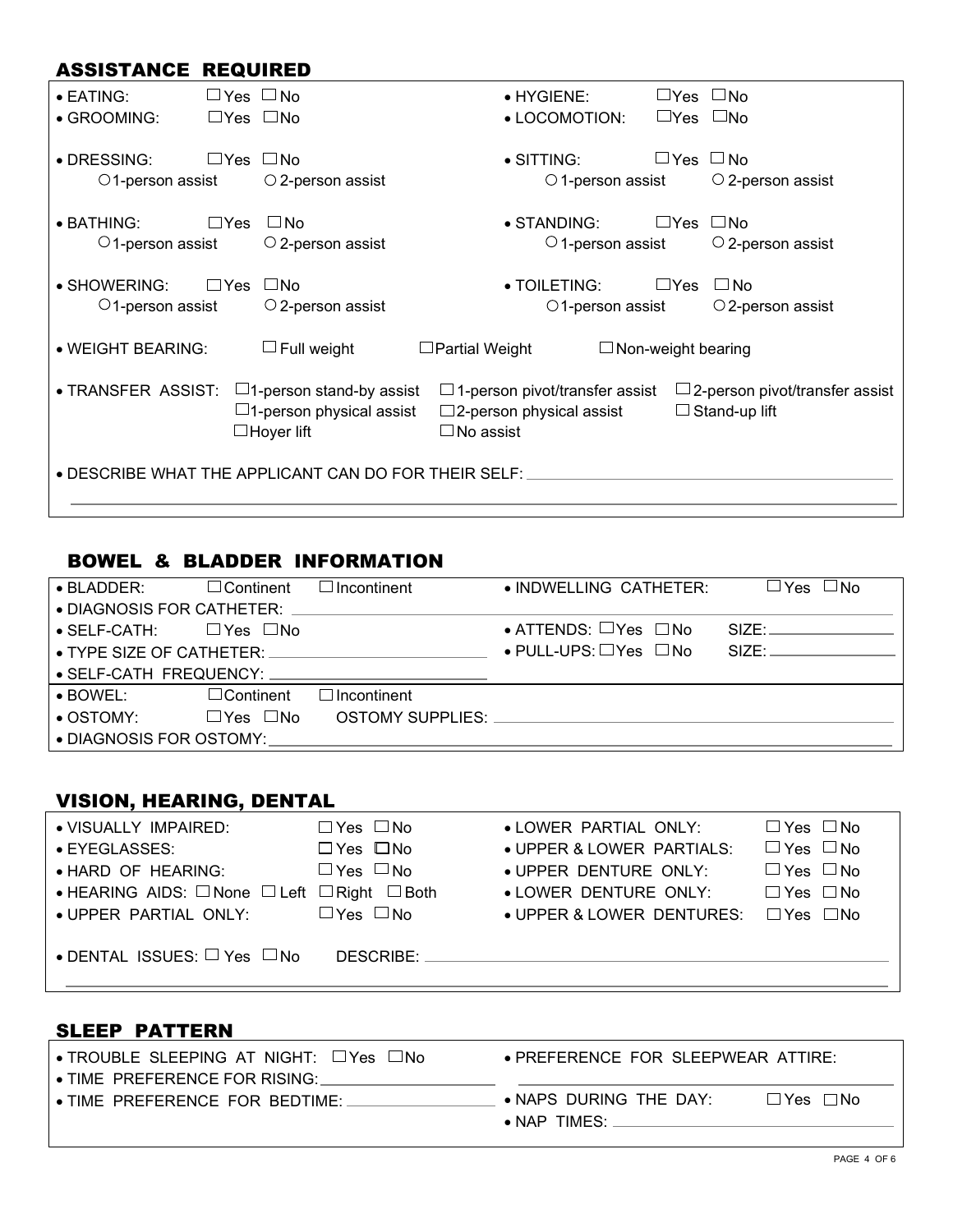## ASSISTANCE REQUIRED

- EATING: ☐ Yes ☐ No
- HYGIENE: ☐ Yes ☐ No
- GROOMING: ☐ Yes ☐ No
- LOCOMOTION: ☐ Yes ☐ No
- DRESSING: ☐ Yes ☐ No
  ○ 1-person assist ○ 2-person assist
- SITTING: ☐ Yes ☐ No
  ○ 1-person assist ○ 2-person assist
- BATHING: ☐ Yes ☐ No
  ○ 1-person assist ○ 2-person assist
- STANDING: ☐ Yes ☐ No
  ○ 1-person assist ○ 2-person assist
- SHOWERING: ☐ Yes ☐ No
  ○ 1-person assist ○ 2-person assist
- TOILETING: ☐ Yes ☐ No
  ○ 1-person assist ○ 2-person assist
- WEIGHT BEARING: ☐ Full weight ☐ Partial Weight ☐ Non-weight bearing
- TRANSFER ASSIST: ☐ 1-person stand-by assist ☐ 1-person pivot/transfer assist ☐ 2-person pivot/transfer assist ☐ 1-person physical assist ☐ 2-person physical assist ☐ Stand-up lift ☐ Hoyer lift ☐ No assist
- DESCRIBE WHAT THE APPLICANT CAN DO FOR THEIR SELF: \_\_\_\_\_\_\_\_\_\_\_\_\_\_\_\_\_\_\_\_

## BOWEL & BLADDER INFORMATION

- BLADDER: ☐ Continent ☐ Incontinent
- INDWELLING CATHETER: ☐ Yes ☐ No
- DIAGNOSIS FOR CATHETER: \_\_\_\_\_\_\_\_\_\_\_\_\_\_\_\_\_\_\_\_
- SELF-CATH: ☐ Yes ☐ No
- ATTENDS: ☐ Yes ☐ No SIZE: \_\_\_\_\_\_\_\_\_\_
- TYPE SIZE OF CATHETER: \_\_\_\_\_\_\_\_\_\_\_\_\_\_\_\_\_\_\_\_
- PULL-UPS: ☐ Yes ☐ No SIZE: \_\_\_\_\_\_\_\_\_\_
- SELF-CATH FREQUENCY: \_\_\_\_\_\_\_\_\_\_\_\_\_\_\_\_\_\_\_\_
- BOWEL: ☐ Continent ☐ Incontinent
- OSTOMY: ☐ Yes ☐ No OSTOMY SUPPLIES: \_\_\_\_\_\_\_\_\_\_\_\_\_\_\_\_\_\_\_\_
- DIAGNOSIS FOR OSTOMY: \_\_\_\_\_\_\_\_\_\_\_\_\_\_\_\_\_\_\_\_

## VISION, HEARING, DENTAL

- VISUALLY IMPAIRED: ☐ Yes ☐ No
- LOWER PARTIAL ONLY: ☐ Yes ☐ No
- EYEGLASSES: ☐ Yes ☐ No
- UPPER & LOWER PARTIALS: ☐ Yes ☐ No
- HARD OF HEARING: ☐ Yes ☐ No
- UPPER DENTURE ONLY: ☐ Yes ☐ No
- HEARING AIDS: ☐ None ☐ Left ☐ Right ☐ Both
- LOWER DENTURE ONLY: ☐ Yes ☐ No
- UPPER PARTIAL ONLY: ☐ Yes ☐ No
- UPPER & LOWER DENTURES: ☐ Yes ☐ No
- DENTAL ISSUES: ☐ Yes ☐ No DESCRIBE: \_\_\_\_\_\_\_\_\_\_\_\_\_\_\_\_\_\_\_\_

## SLEEP PATTERN

- TROUBLE SLEEPING AT NIGHT: ☐ Yes ☐ No
- PREFERENCE FOR SLEEPWEAR ATTIRE: \_\_\_\_\_\_\_\_\_\_\_\_\_\_\_\_\_\_\_\_
- TIME PREFERENCE FOR RISING: \_\_\_\_\_\_\_\_\_\_\_\_\_\_\_\_\_\_\_\_
- TIME PREFERENCE FOR BEDTIME: \_\_\_\_\_\_\_\_\_\_\_\_\_\_\_\_\_\_\_\_
- NAPS DURING THE DAY: ☐ Yes ☐ No
- NAP TIMES: \_\_\_\_\_\_\_\_\_\_\_\_\_\_\_\_\_\_\_\_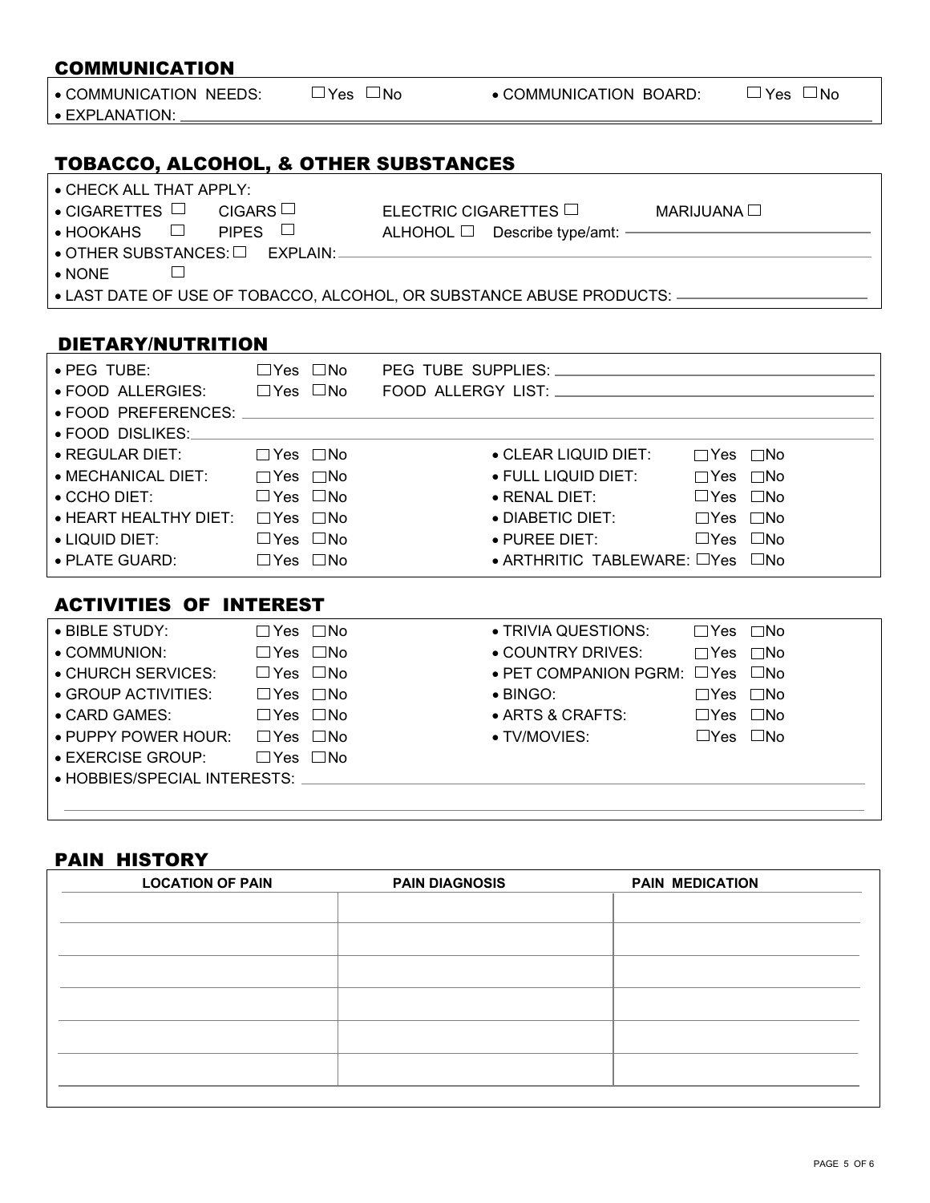## COMMUNICATION

- COMMUNICATION NEEDS: ☐ Yes ☐ No
- COMMUNICATION BOARD: ☐ Yes ☐ No
- EXPLANATION: ______________________________

## TOBACCO, ALCOHOL, & OTHER SUBSTANCES

- CHECK ALL THAT APPLY:
- CIGARETTES ☐ CIGARS ☐ ELECTRIC CIGARETTES ☐ MARIJUANA ☐
- HOOKAHS ☐ PIPES ☐ ALHOHOL ☐ Describe type/amt: ______________________________
- OTHER SUBSTANCES: ☐ EXPLAIN: ______________________________
- NONE ☐
- LAST DATE OF USE OF TOBACCO, ALCOHOL, OR SUBSTANCE ABUSE PRODUCTS: ______________________________

## DIETARY/NUTRITION

- PEG TUBE: ☐ Yes ☐ No PEG TUBE SUPPLIES: ______________________________
- FOOD ALLERGIES: ☐ Yes ☐ No FOOD ALLERGY LIST: ______________________________
- FOOD PREFERENCES: ______________________________
- FOOD DISLIKES: ______________________________
- REGULAR DIET: ☐ Yes ☐ No
- CLEAR LIQUID DIET: ☐ Yes ☐ No
- MECHANICAL DIET: ☐ Yes ☐ No
- FULL LIQUID DIET: ☐ Yes ☐ No
- CCHO DIET: ☐ Yes ☐ No
- RENAL DIET: ☐ Yes ☐ No
- HEART HEALTHY DIET: ☐ Yes ☐ No
- DIABETIC DIET: ☐ Yes ☐ No
- LIQUID DIET: ☐ Yes ☐ No
- PUREE DIET: ☐ Yes ☐ No
- PLATE GUARD: ☐ Yes ☐ No
- ARTHRITIC TABLEWARE: ☐ Yes ☐ No

## ACTIVITIES OF INTEREST

- BIBLE STUDY: ☐ Yes ☐ No
- TRIVIA QUESTIONS: ☐ Yes ☐ No
- COMMUNION: ☐ Yes ☐ No
- COUNTRY DRIVES: ☐ Yes ☐ No
- CHURCH SERVICES: ☐ Yes ☐ No
- PET COMPANION PGRM: ☐ Yes ☐ No
- GROUP ACTIVITIES: ☐ Yes ☐ No
- BINGO: ☐ Yes ☐ No
- CARD GAMES: ☐ Yes ☐ No
- ARTS & CRAFTS: ☐ Yes ☐ No
- PUPPY POWER HOUR: ☐ Yes ☐ No
- TV/MOVIES: ☐ Yes ☐ No
- EXERCISE GROUP: ☐ Yes ☐ No
- HOBBIES/SPECIAL INTERESTS: ______________________________

## PAIN HISTORY

| LOCATION OF PAIN | PAIN DIAGNOSIS | PAIN MEDICATION |
|---|---|---|
| | | |
| | | |
| | | |
| | | |
| | | |
| | | |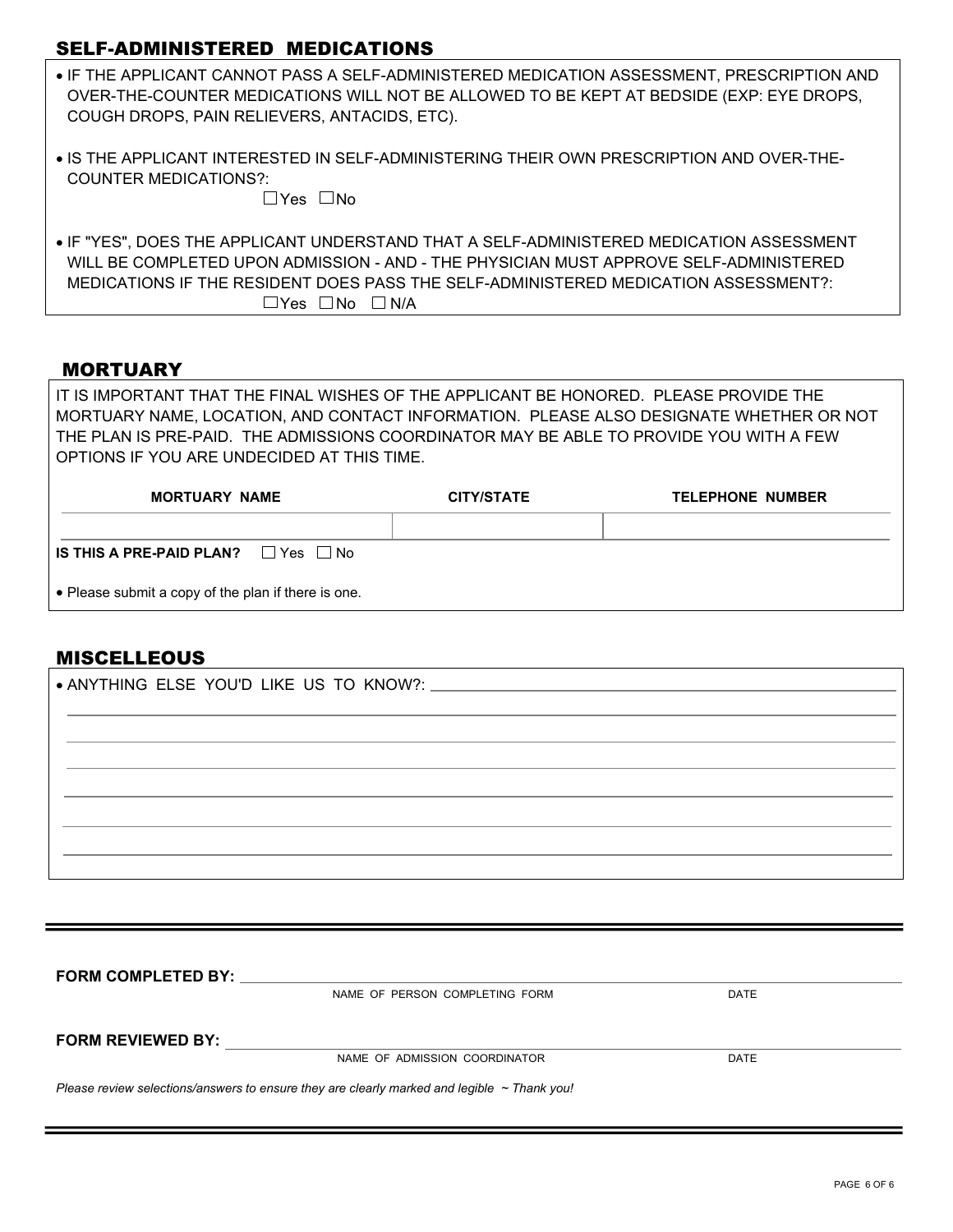## SELF-ADMINISTERED MEDICATIONS

- IF THE APPLICANT CANNOT PASS A SELF-ADMINISTERED MEDICATION ASSESSMENT, PRESCRIPTION AND OVER-THE-COUNTER MEDICATIONS WILL NOT BE ALLOWED TO BE KEPT AT BEDSIDE (EXP: EYE DROPS, COUGH DROPS, PAIN RELIEVERS, ANTACIDS, ETC).

- IS THE APPLICANT INTERESTED IN SELF-ADMINISTERING THEIR OWN PRESCRIPTION AND OVER-THE-COUNTER MEDICATIONS?:

  ☐ Yes ☐ No

- IF "YES", DOES THE APPLICANT UNDERSTAND THAT A SELF-ADMINISTERED MEDICATION ASSESSMENT WILL BE COMPLETED UPON ADMISSION - AND - THE PHYSICIAN MUST APPROVE SELF-ADMINISTERED MEDICATIONS IF THE RESIDENT DOES PASS THE SELF-ADMINISTERED MEDICATION ASSESSMENT?:

  ☐ Yes ☐ No ☐ N/A

## MORTUARY

IT IS IMPORTANT THAT THE FINAL WISHES OF THE APPLICANT BE HONORED. PLEASE PROVIDE THE MORTUARY NAME, LOCATION, AND CONTACT INFORMATION. PLEASE ALSO DESIGNATE WHETHER OR NOT THE PLAN IS PRE-PAID. THE ADMISSIONS COORDINATOR MAY BE ABLE TO PROVIDE YOU WITH A FEW OPTIONS IF YOU ARE UNDECIDED AT THIS TIME.

| MORTUARY NAME | CITY/STATE | TELEPHONE NUMBER |
|---|---|---|
| | | |

**IS THIS A PRE-PAID PLAN?** ☐ Yes ☐ No

- Please submit a copy of the plan if there is one.

## MISCELLEOUS

- ANTHING ELSE YOU'D LIKE US TO KNOW?: ______________________________

______________________________________________________________

______________________________________________________________

______________________________________________________________

______________________________________________________________

______________________________________________________________

______________________________________________________________

**FORM COMPLETED BY:** ______________________________________________
NAME OF PERSON COMPLETING FORM    DATE

**FORM REVIEWED BY:** ______________________________________________
NAME OF ADMISSION COORDINATOR    DATE

*Please review selections/answers to ensure they are clearly marked and legible ~ Thank you!*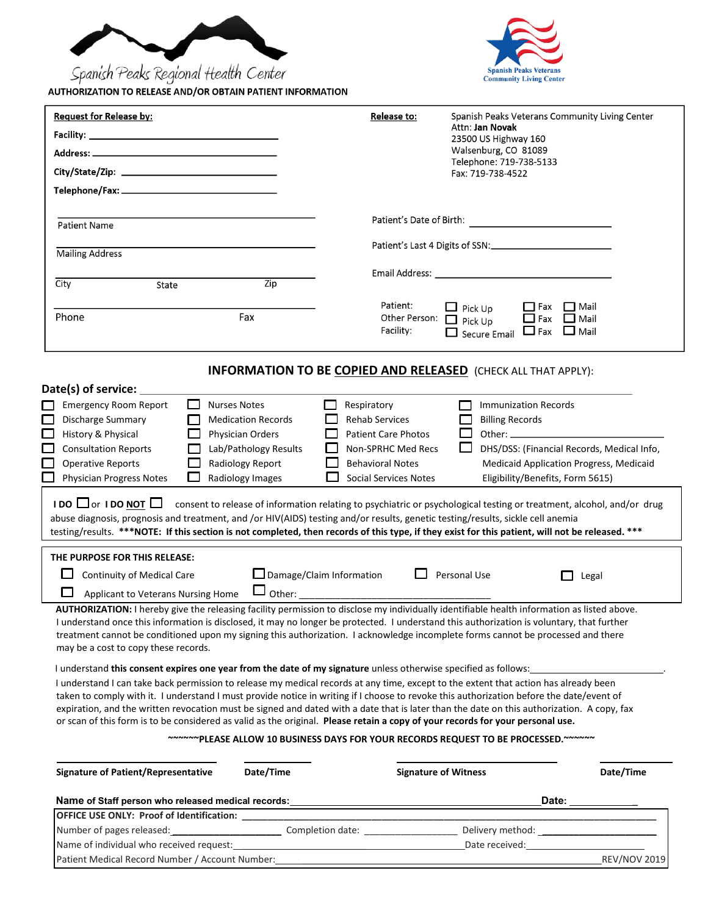Spanish Peaks Regional Health Center

Spanish Peaks Veterans Community Living Center

## AUTHORIZATION TO RELEASE AND/OR OBTAIN PATIENT INFORMATION

**Request for Release by:**

**Facility:** ______________________________

**Address:** ______________________________

**City/State/Zip:** ______________________________

**Telephone/Fax:** ______________________________

**Release to:** Spanish Peaks Veterans Community Living Center
Attn: **Jan Novak**
23500 US Highway 160
Walsenburg, CO 81089
Telephone: 719-738-5133
Fax: 719-738-4522

______________________________
Patient Name

______________________________
Mailing Address

______________________________
City State Zip

______________________________
Phone Fax

Patient's Date of Birth: ______________________________

Patient's Last 4 Digits of SSN: ______________________________

Email Address: ______________________________

Patient: ☐ Pick Up ☐ Fax ☐ Mail
Other Person: ☐ Pick Up ☐ Fax ☐ Mail
Facility: ☐ Secure Email ☐ Fax ☐ Mail

### INFORMATION TO BE COPIED AND RELEASED (CHECK ALL THAT APPLY):

**Date(s) of service:** ______________________________

| | | | |
|---|---|---|---|
| ☐ Emergency Room Report | ☐ Nurses Notes | ☐ Respiratory | ☐ Immunization Records |
| ☐ Discharge Summary | ☐ Medication Records | ☐ Rehab Services | ☐ Billing Records |
| ☐ History & Physical | ☐ Physician Orders | ☐ Patient Care Photos | ☐ Other: ______________ |
| ☐ Consultation Reports | ☐ Lab/Pathology Results | ☐ Non-SPRHC Med Recs | ☐ DHS/DSS: (Financial Records, Medical Info, Medicaid Application Progress, Medicaid Eligibility/Benefits, Form 5615) |
| ☐ Operative Reports | ☐ Radiology Report | ☐ Behavioral Notes | |
| ☐ Physician Progress Notes | ☐ Radiology Images | ☐ Social Services Notes | |

**I DO** ☐ or **I DO NOT** ☐ consent to release of information relating to psychiatric or psychological testing or treatment, alcohol, and/or drug abuse diagnosis, prognosis and treatment, and /or HIV(AIDS) testing and/or results, genetic testing/results, sickle cell anemia testing/results. **\*\*\*NOTE: If this section is not completed, then records of this type, if they exist for this patient, will not be released. \*\*\***

**THE PURPOSE FOR THIS RELEASE:**

☐ Continuity of Medical Care ☐ Damage/Claim Information ☐ Personal Use ☐ Legal

☐ Applicant to Veterans Nursing Home ☐ Other: ______________________________

**AUTHORIZATION:** I hereby give the releasing facility permission to disclose my individually identifiable health information as listed above. I understand once this information is disclosed, it may no longer be protected. I understand this authorization is voluntary, that further treatment cannot be conditioned upon my signing this authorization. I acknowledge incomplete forms cannot be processed and there may be a cost to copy these records.

I understand **this consent expires one year from the date of my signature** unless otherwise specified as follows: ______________________.

I understand I can take back permission to release my medical records at any time, except to the extent that action has already been taken to comply with it. I understand I must provide notice in writing if I choose to revoke this authorization before the date/event of expiration, and the written revocation must be signed and dated with a date that is later than the date on this authorization. A copy, fax or scan of this form is to be considered as valid as the original. **Please retain a copy of your records for your personal use.**

**~~~~~~PLEASE ALLOW 10 BUSINESS DAYS FOR YOUR RECORDS REQUEST TO BE PROCESSED.~~~~~~**

| ______________________ | ____________ | ______________________ | ____________ |
|---|---|---|---|
| **Signature of Patient/Representative** | **Date/Time** | **Signature of Witness** | **Date/Time** |

**Name of Staff person who released medical records:** ______________________________ **Date:** ____________

**OFFICE USE ONLY: Proof of Identification:** ______________________________

Number of pages released: ______________ Completion date: ______________ Delivery method: ______________

Name of individual who received request: ______________________________ Date received: ______________

Patient Medical Record Number / Account Number: ______________________________ REV/NOV 2019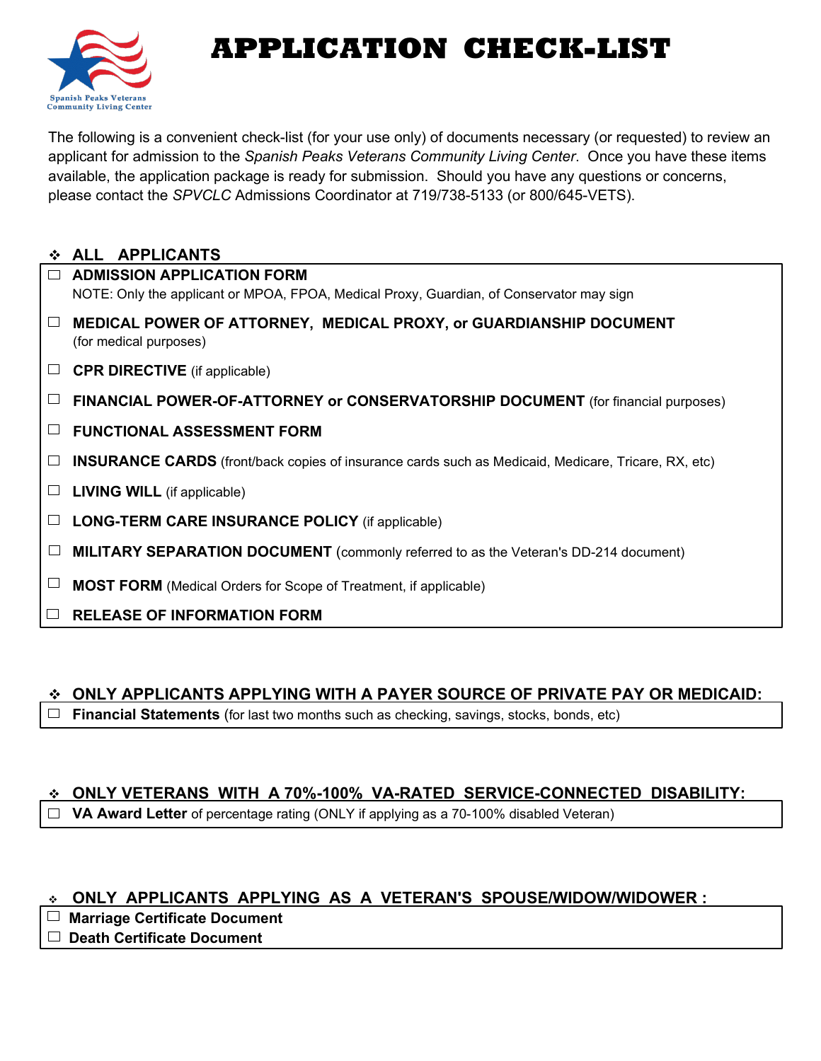Spanish Peaks Veterans Community Living Center

# APPLICATION CHECK-LIST

The following is a convenient check-list (for your use only) of documents necessary (or requested) to review an applicant for admission to the *Spanish Peaks Veterans Community Living Center*. Once you have these items available, the application package is ready for submission. Should you have any questions or concerns, please contact the *SPVCLC* Admissions Coordinator at 719/738-5133 (or 800/645-VETS).

## ❖ ALL APPLICANTS

- ☐ **ADMISSION APPLICATION FORM**
  NOTE: Only the applicant or MPOA, FPOA, Medical Proxy, Guardian, of Conservator may sign
- ☐ **MEDICAL POWER OF ATTORNEY, MEDICAL PROXY, or GUARDIANSHIP DOCUMENT** (for medical purposes)
- ☐ **CPR DIRECTIVE** (if applicable)
- ☐ **FINANCIAL POWER-OF-ATTORNEY or CONSERVATORSHIP DOCUMENT** (for financial purposes)
- ☐ **FUNCTIONAL ASSESSMENT FORM**
- ☐ **INSURANCE CARDS** (front/back copies of insurance cards such as Medicaid, Medicare, Tricare, RX, etc)
- ☐ **LIVING WILL** (if applicable)
- ☐ **LONG-TERM CARE INSURANCE POLICY** (if applicable)
- ☐ **MILITARY SEPARATION DOCUMENT** (commonly referred to as the Veteran's DD-214 document)
- ☐ **MOST FORM** (Medical Orders for Scope of Treatment, if applicable)
- ☐ **RELEASE OF INFORMATION FORM**

## ❖ ONLY APPLICANTS APPLYING WITH A PAYER SOURCE OF PRIVATE PAY OR MEDICAID:

- ☐ **Financial Statements** (for last two months such as checking, savings, stocks, bonds, etc)

## ❖ ONLY VETERANS WITH A 70%-100% VA-RATED SERVICE-CONNECTED DISABILITY:

- ☐ **VA Award Letter** of percentage rating (ONLY if applying as a 70-100% disabled Veteran)

## ❖ ONLY APPLICANTS APPLYING AS A VETERAN'S SPOUSE/WIDOW/WIDOWER :

- ☐ **Marriage Certificate Document**
- ☐ **Death Certificate Document**